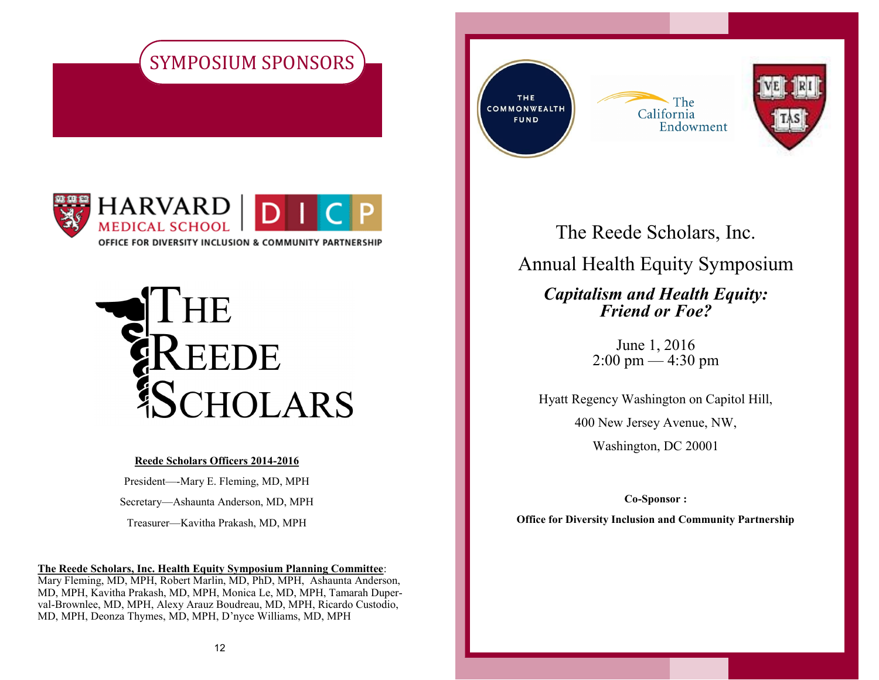## SYMPOSIUM SPONSORS

HARVARD MEDICAL SCHOOL | DICP

OFFICE FOR DIVERSITY INCLUSION & COMMUNITY PARTNERSHIP

# THE REEDE SCHOLARS

**Reede Scholars Officers 2014-2016**

President—-Mary E. Fleming, MD, MPH

Secretary—Ashaunta Anderson, MD, MPH

Treasurer—Kavitha Prakash, MD, MPH

**The Reede Scholars, Inc. Health Equity Symposium Planning Committee**: Mary Fleming, MD, MPH, Robert Marlin, MD, PhD, MPH, Ashaunta Anderson, MD, MPH, Kavitha Prakash, MD, MPH, Monica Le, MD, MPH, Tamarah Duperval-Brownlee, MD, MPH, Alexy Arauz Boudreau, MD, MPH, Ricardo Custodio, MD, MPH, Deonza Thymes, MD, MPH, D'nyce Williams, MD, MPH

THE COMMONWEALTH FUND

The California Endowment

VE RI TAS

# The Reede Scholars, Inc.

# Annual Health Equity Symposium

## ***Capitalism and Health Equity: Friend or Foe?***

June 1, 2016
2:00 pm — 4:30 pm

Hyatt Regency Washington on Capitol Hill,

400 New Jersey Avenue, NW,

Washington, DC 20001

**Co-Sponsor :**

**Office for Diversity Inclusion and Community Partnership**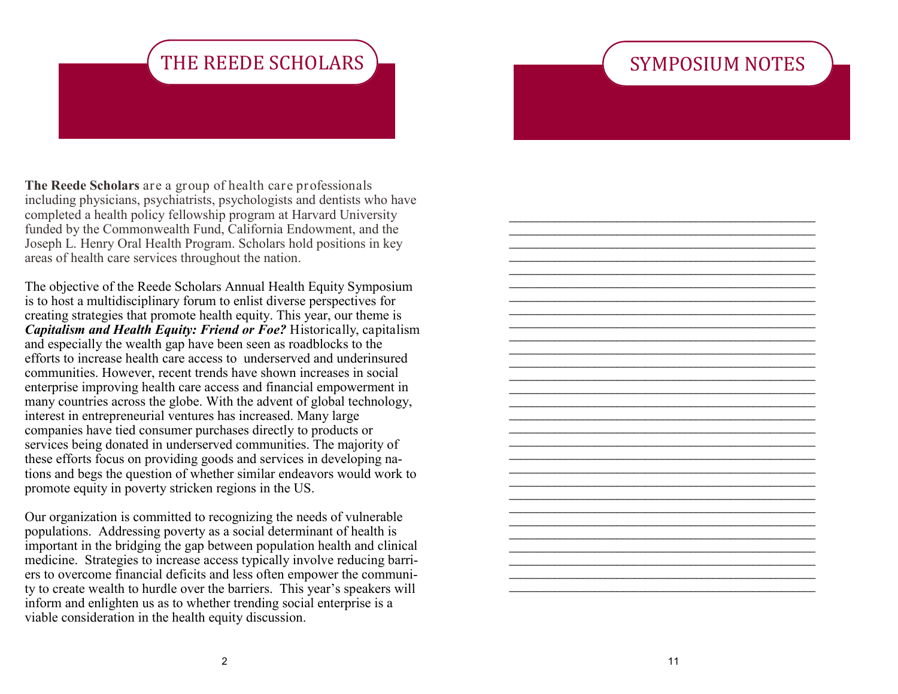# THE REEDE SCHOLARS

**The Reede Scholars** are a group of health care professionals including physicians, psychiatrists, psychologists and dentists who have completed a health policy fellowship program at Harvard University funded by the Commonwealth Fund, California Endowment, and the Joseph L. Henry Oral Health Program. Scholars hold positions in key areas of health care services throughout the nation.

The objective of the Reede Scholars Annual Health Equity Symposium is to host a multidisciplinary forum to enlist diverse perspectives for creating strategies that promote health equity. This year, our theme is ***Capitalism and Health Equity: Friend or Foe?*** Historically, capitalism and especially the wealth gap have been seen as roadblocks to the efforts to increase health care access to underserved and underinsured communities. However, recent trends have shown increases in social enterprise improving health care access and financial empowerment in many countries across the globe. With the advent of global technology, interest in entrepreneurial ventures has increased. Many large companies have tied consumer purchases directly to products or services being donated in underserved communities. The majority of these efforts focus on providing goods and services in developing nations and begs the question of whether similar endeavors would work to promote equity in poverty stricken regions in the US.

Our organization is committed to recognizing the needs of vulnerable populations. Addressing poverty as a social determinant of health is important in the bridging the gap between population health and clinical medicine. Strategies to increase access typically involve reducing barriers to overcome financial deficits and less often empower the community to create wealth to hurdle over the barriers. This year's speakers will inform and enlighten us as to whether trending social enterprise is a viable consideration in the health equity discussion.

# SYMPOSIUM NOTES

_____________________________________________
_____________________________________________
_____________________________________________
_____________________________________________
_____________________________________________
_____________________________________________
_____________________________________________
_____________________________________________
_____________________________________________
_____________________________________________
_____________________________________________
_____________________________________________
_____________________________________________
_____________________________________________
_____________________________________________
_____________________________________________
_____________________________________________
_____________________________________________
_____________________________________________
_____________________________________________
_____________________________________________
_____________________________________________
_____________________________________________
_____________________________________________
_____________________________________________
_____________________________________________
_____________________________________________
_____________________________________________
_____________________________________________
_____________________________________________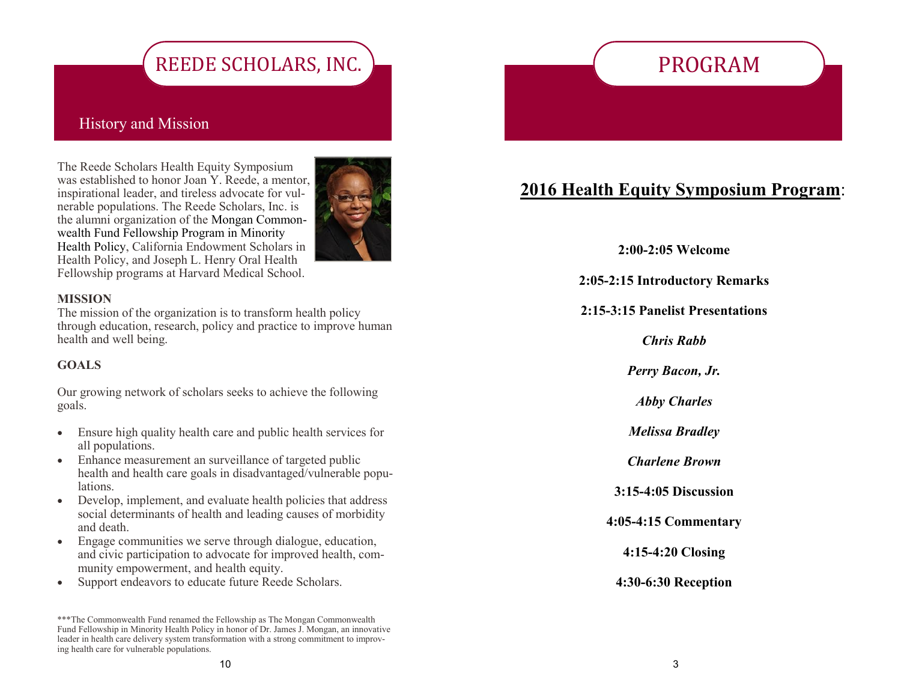# REEDE SCHOLARS, INC.

## History and Mission

The Reede Scholars Health Equity Symposium was established to honor Joan Y. Reede, a mentor, inspirational leader, and tireless advocate for vulnerable populations. The Reede Scholars, Inc. is the alumni organization of the Mongan Commonwealth Fund Fellowship Program in Minority Health Policy, California Endowment Scholars in Health Policy, and Joseph L. Henry Oral Health Fellowship programs at Harvard Medical School.

**MISSION**

The mission of the organization is to transform health policy through education, research, policy and practice to improve human health and well being.

**GOALS**

Our growing network of scholars seeks to achieve the following goals.

- Ensure high quality health care and public health services for all populations.
- Enhance measurement an surveillance of targeted public health and health care goals in disadvantaged/vulnerable populations.
- Develop, implement, and evaluate health policies that address social determinants of health and leading causes of morbidity and death.
- Engage communities we serve through dialogue, education, and civic participation to advocate for improved health, community empowerment, and health equity.
- Support endeavors to educate future Reede Scholars.

***The Commonwealth Fund renamed the Fellowship as The Mongan Commonwealth Fund Fellowship in Minority Health Policy in honor of Dr. James J. Mongan, an innovative leader in health care delivery system transformation with a strong commitment to improving health care for vulnerable populations.

# PROGRAM

## 2016 Health Equity Symposium Program:

**2:00-2:05 Welcome**

**2:05-2:15 Introductory Remarks**

**2:15-3:15 Panelist Presentations**

***Chris Rabb***

***Perry Bacon, Jr.***

***Abby Charles***

***Melissa Bradley***

***Charlene Brown***

**3:15-4:05 Discussion**

**4:05-4:15 Commentary**

**4:15-4:20 Closing**

**4:30-6:30 Reception**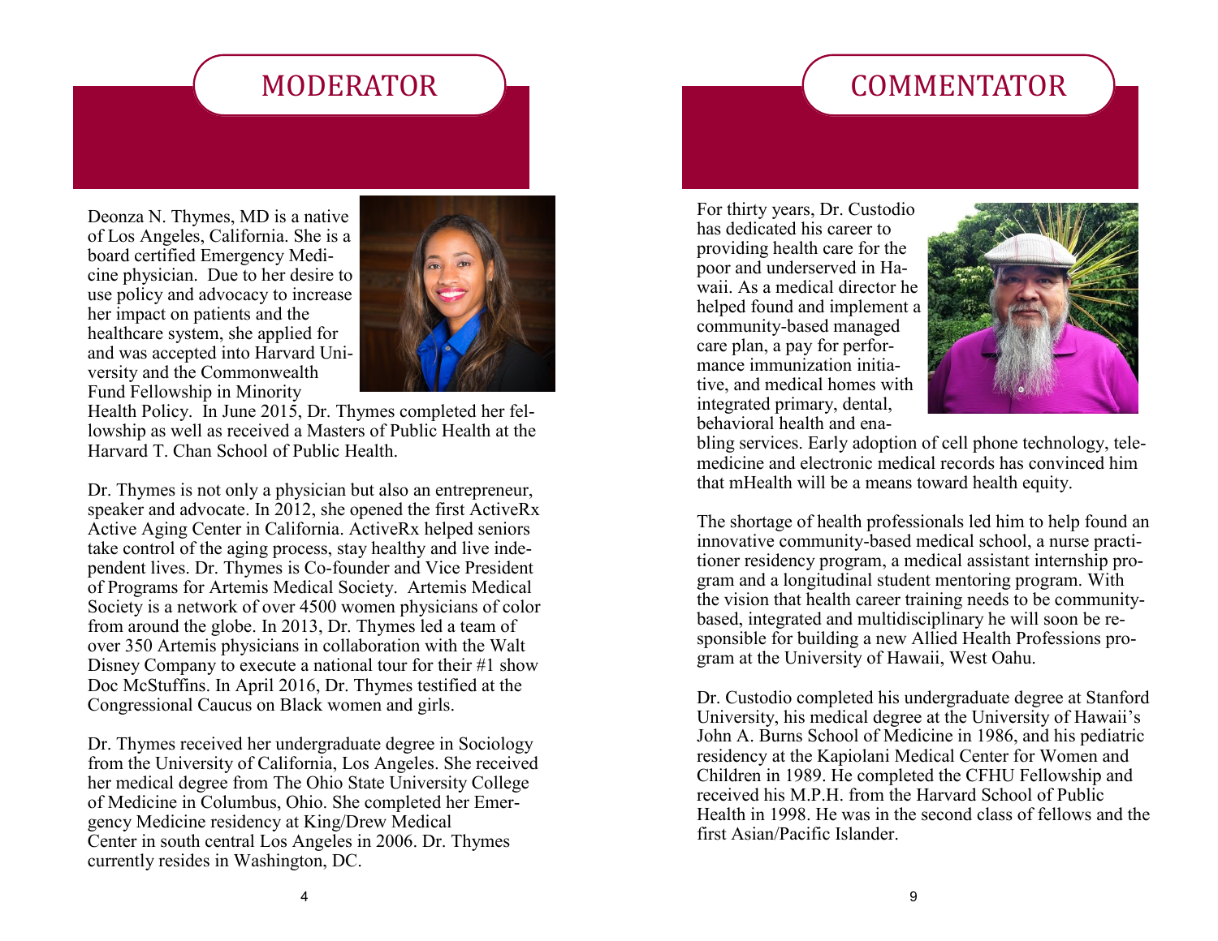## MODERATOR

Deonza N. Thymes, MD is a native of Los Angeles, California. She is a board certified Emergency Medicine physician. Due to her desire to use policy and advocacy to increase her impact on patients and the healthcare system, she applied for and was accepted into Harvard University and the Commonwealth Fund Fellowship in Minority Health Policy. In June 2015, Dr. Thymes completed her fellowship as well as received a Masters of Public Health at the Harvard T. Chan School of Public Health.

Dr. Thymes is not only a physician but also an entrepreneur, speaker and advocate. In 2012, she opened the first ActiveRx Active Aging Center in California. ActiveRx helped seniors take control of the aging process, stay healthy and live independent lives. Dr. Thymes is Co-founder and Vice President of Programs for Artemis Medical Society. Artemis Medical Society is a network of over 4500 women physicians of color from around the globe. In 2013, Dr. Thymes led a team of over 350 Artemis physicians in collaboration with the Walt Disney Company to execute a national tour for their #1 show Doc McStuffins. In April 2016, Dr. Thymes testified at the Congressional Caucus on Black women and girls.

Dr. Thymes received her undergraduate degree in Sociology from the University of California, Los Angeles. She received her medical degree from The Ohio State University College of Medicine in Columbus, Ohio. She completed her Emergency Medicine residency at King/Drew Medical Center in south central Los Angeles in 2006. Dr. Thymes currently resides in Washington, DC.

## COMMENTATOR

For thirty years, Dr. Custodio has dedicated his career to providing health care for the poor and underserved in Hawaii. As a medical director he helped found and implement a community-based managed care plan, a pay for performance immunization initiative, and medical homes with integrated primary, dental, behavioral health and enabling services. Early adoption of cell phone technology, telemedicine and electronic medical records has convinced him that mHealth will be a means toward health equity.

The shortage of health professionals led him to help found an innovative community-based medical school, a nurse practitioner residency program, a medical assistant internship program and a longitudinal student mentoring program. With the vision that health career training needs to be community-based, integrated and multidisciplinary he will soon be responsible for building a new Allied Health Professions program at the University of Hawaii, West Oahu.

Dr. Custodio completed his undergraduate degree at Stanford University, his medical degree at the University of Hawaii's John A. Burns School of Medicine in 1986, and his pediatric residency at the Kapiolani Medical Center for Women and Children in 1989. He completed the CFHU Fellowship and received his M.P.H. from the Harvard School of Public Health in 1998. He was in the second class of fellows and the first Asian/Pacific Islander.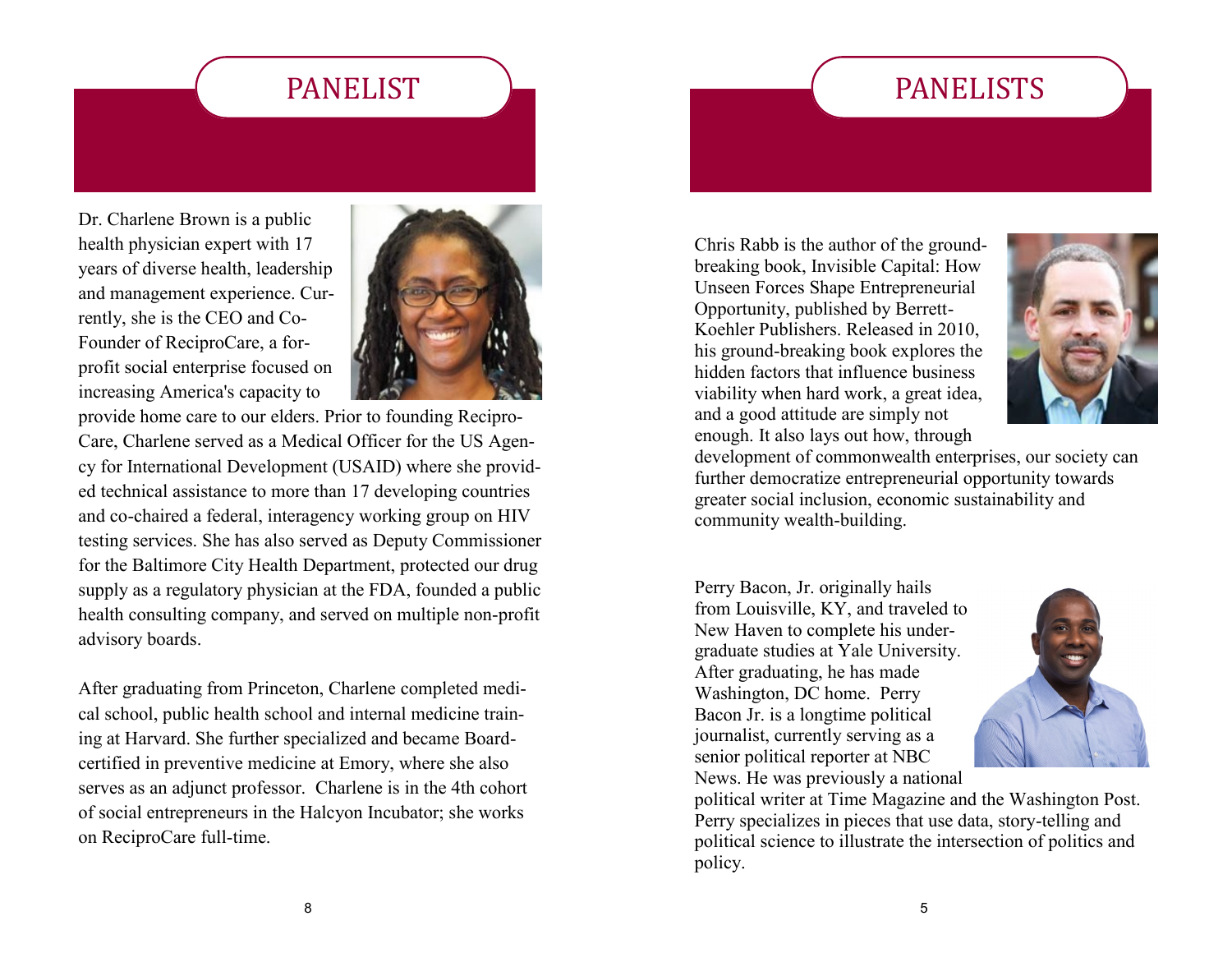# PANELIST

Dr. Charlene Brown is a public health physician expert with 17 years of diverse health, leadership and management experience. Currently, she is the CEO and Co-Founder of ReciproCare, a for-profit social enterprise focused on increasing America's capacity to provide home care to our elders. Prior to founding ReciproCare, Charlene served as a Medical Officer for the US Agency for International Development (USAID) where she provided technical assistance to more than 17 developing countries and co-chaired a federal, interagency working group on HIV testing services. She has also served as Deputy Commissioner for the Baltimore City Health Department, protected our drug supply as a regulatory physician at the FDA, founded a public health consulting company, and served on multiple non-profit advisory boards.

After graduating from Princeton, Charlene completed medical school, public health school and internal medicine training at Harvard. She further specialized and became Board-certified in preventive medicine at Emory, where she also serves as an adjunct professor. Charlene is in the 4th cohort of social entrepreneurs in the Halcyon Incubator; she works on ReciproCare full-time.

# PANELISTS

Chris Rabb is the author of the ground-breaking book, Invisible Capital: How Unseen Forces Shape Entrepreneurial Opportunity, published by Berrett-Koehler Publishers. Released in 2010, his ground-breaking book explores the hidden factors that influence business viability when hard work, a great idea, and a good attitude are simply not enough. It also lays out how, through development of commonwealth enterprises, our society can further democratize entrepreneurial opportunity towards greater social inclusion, economic sustainability and community wealth-building.

Perry Bacon, Jr. originally hails from Louisville, KY, and traveled to New Haven to complete his undergraduate studies at Yale University. After graduating, he has made Washington, DC home. Perry Bacon Jr. is a longtime political journalist, currently serving as a senior political reporter at NBC News. He was previously a national political writer at Time Magazine and the Washington Post. Perry specializes in pieces that use data, story-telling and political science to illustrate the intersection of politics and policy.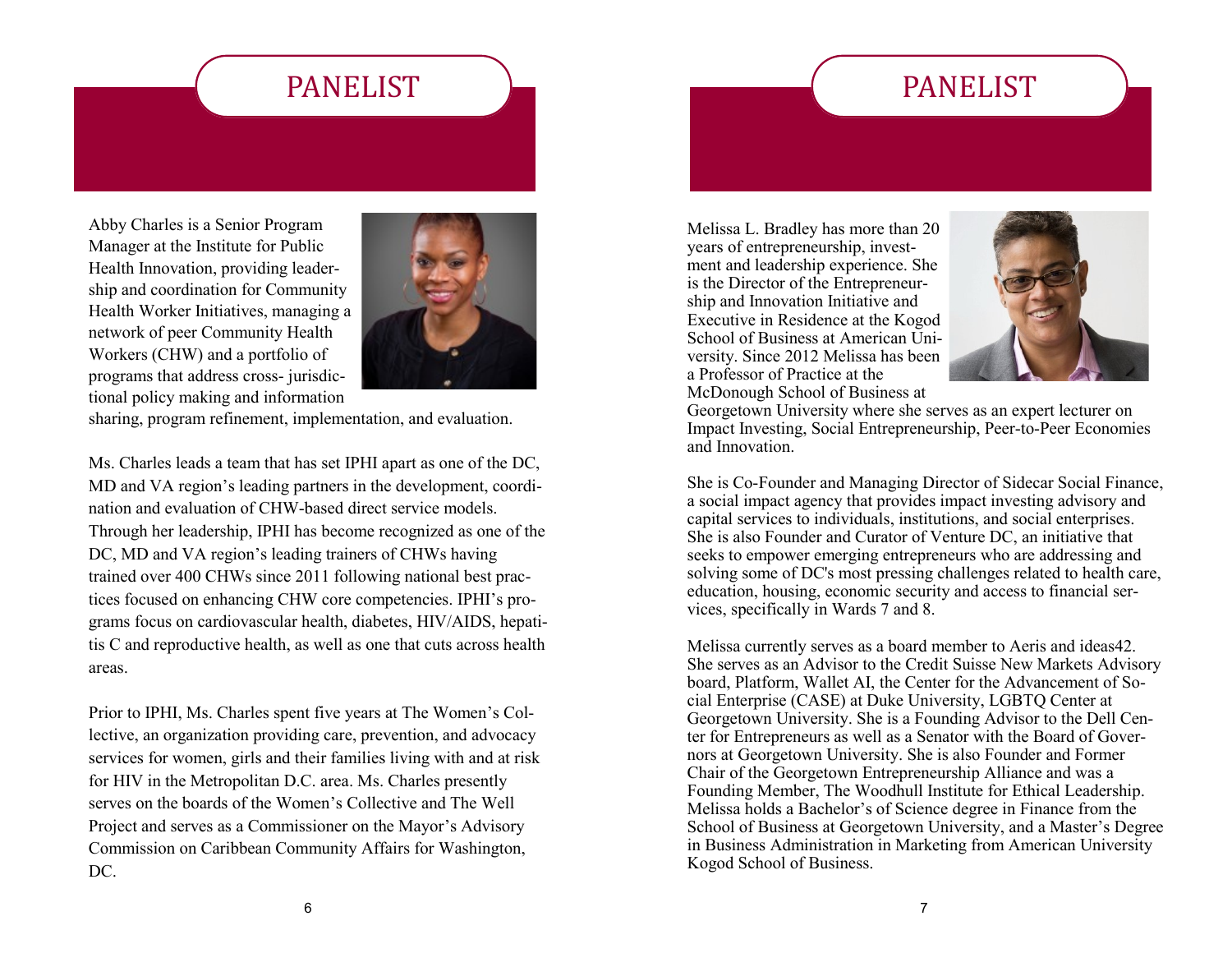# PANELIST

Abby Charles is a Senior Program Manager at the Institute for Public Health Innovation, providing leadership and coordination for Community Health Worker Initiatives, managing a network of peer Community Health Workers (CHW) and a portfolio of programs that address cross- jurisdictional policy making and information sharing, program refinement, implementation, and evaluation.

Ms. Charles leads a team that has set IPHI apart as one of the DC, MD and VA region's leading partners in the development, coordination and evaluation of CHW-based direct service models. Through her leadership, IPHI has become recognized as one of the DC, MD and VA region's leading trainers of CHWs having trained over 400 CHWs since 2011 following national best practices focused on enhancing CHW core competencies. IPHI's programs focus on cardiovascular health, diabetes, HIV/AIDS, hepatitis C and reproductive health, as well as one that cuts across health areas.

Prior to IPHI, Ms. Charles spent five years at The Women's Collective, an organization providing care, prevention, and advocacy services for women, girls and their families living with and at risk for HIV in the Metropolitan D.C. area. Ms. Charles presently serves on the boards of the Women's Collective and The Well Project and serves as a Commissioner on the Mayor's Advisory Commission on Caribbean Community Affairs for Washington, DC.

# PANELIST

Melissa L. Bradley has more than 20 years of entrepreneurship, investment and leadership experience. She is the Director of the Entrepreneurship and Innovation Initiative and Executive in Residence at the Kogod School of Business at American University. Since 2012 Melissa has been a Professor of Practice at the McDonough School of Business at Georgetown University where she serves as an expert lecturer on Impact Investing, Social Entrepreneurship, Peer-to-Peer Economies and Innovation.

She is Co-Founder and Managing Director of Sidecar Social Finance, a social impact agency that provides impact investing advisory and capital services to individuals, institutions, and social enterprises. She is also Founder and Curator of Venture DC, an initiative that seeks to empower emerging entrepreneurs who are addressing and solving some of DC's most pressing challenges related to health care, education, housing, economic security and access to financial services, specifically in Wards 7 and 8.

Melissa currently serves as a board member to Aeris and ideas42. She serves as an Advisor to the Credit Suisse New Markets Advisory board, Platform, Wallet AI, the Center for the Advancement of Social Enterprise (CASE) at Duke University, LGBTQ Center at Georgetown University. She is a Founding Advisor to the Dell Center for Entrepreneurs as well as a Senator with the Board of Governors at Georgetown University. She is also Founder and Former Chair of the Georgetown Entrepreneurship Alliance and was a Founding Member, The Woodhull Institute for Ethical Leadership. Melissa holds a Bachelor's of Science degree in Finance from the School of Business at Georgetown University, and a Master's Degree in Business Administration in Marketing from American University Kogod School of Business.